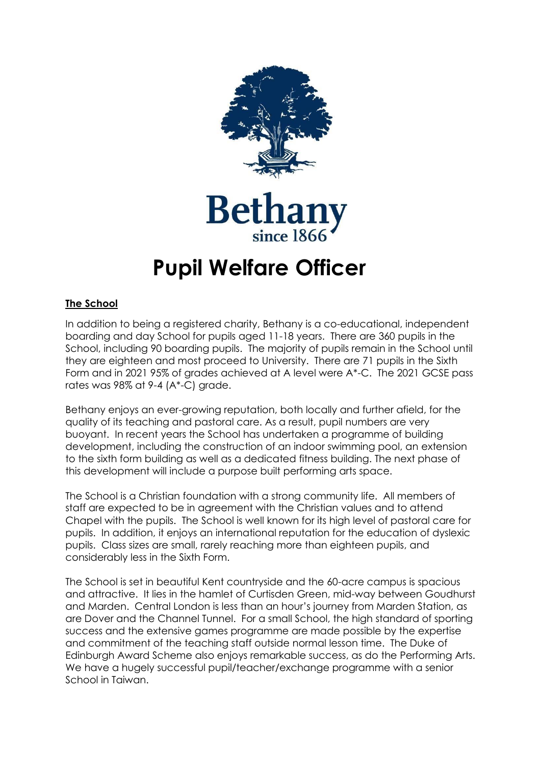Bethany

since 1866

# Pupil Welfare Officer

## The School

In addition to being a registered charity, Bethany is a co-educational, independent boarding and day School for pupils aged 11-18 years. There are 360 pupils in the School, including 90 boarding pupils. The majority of pupils remain in the School until they are eighteen and most proceed to University. There are 71 pupils in the Sixth Form and in 2021 95% of grades achieved at A level were A*-C. The 2021 GCSE pass rates was 98% at 9-4 (A*-C) grade.

Bethany enjoys an ever-growing reputation, both locally and further afield, for the quality of its teaching and pastoral care. As a result, pupil numbers are very buoyant. In recent years the School has undertaken a programme of building development, including the construction of an indoor swimming pool, an extension to the sixth form building as well as a dedicated fitness building. The next phase of this development will include a purpose built performing arts space.

The School is a Christian foundation with a strong community life. All members of staff are expected to be in agreement with the Christian values and to attend Chapel with the pupils. The School is well known for its high level of pastoral care for pupils. In addition, it enjoys an international reputation for the education of dyslexic pupils. Class sizes are small, rarely reaching more than eighteen pupils, and considerably less in the Sixth Form.

The School is set in beautiful Kent countryside and the 60-acre campus is spacious and attractive. It lies in the hamlet of Curtisden Green, mid-way between Goudhurst and Marden. Central London is less than an hour's journey from Marden Station, as are Dover and the Channel Tunnel. For a small School, the high standard of sporting success and the extensive games programme are made possible by the expertise and commitment of the teaching staff outside normal lesson time. The Duke of Edinburgh Award Scheme also enjoys remarkable success, as do the Performing Arts. We have a hugely successful pupil/teacher/exchange programme with a senior School in Taiwan.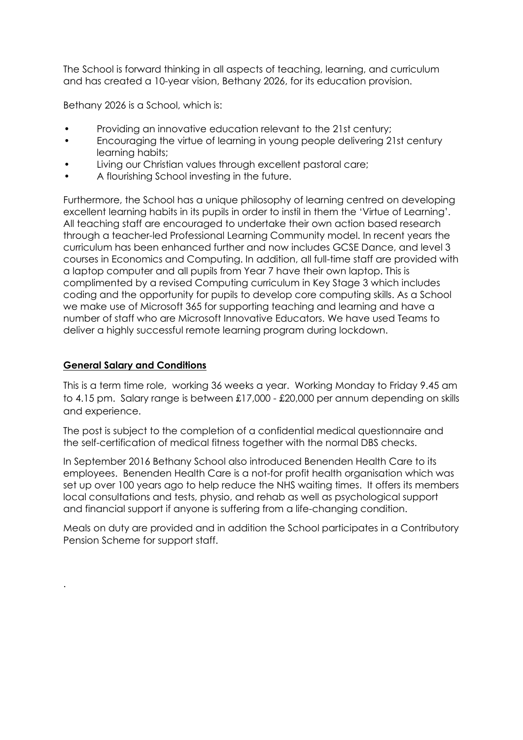The School is forward thinking in all aspects of teaching, learning, and curriculum and has created a 10-year vision, Bethany 2026, for its education provision.

Bethany 2026 is a School, which is:

- Providing an innovative education relevant to the 21st century;
- Encouraging the virtue of learning in young people delivering 21st century learning habits;
- Living our Christian values through excellent pastoral care;
- A flourishing School investing in the future.

Furthermore, the School has a unique philosophy of learning centred on developing excellent learning habits in its pupils in order to instil in them the 'Virtue of Learning'. All teaching staff are encouraged to undertake their own action based research through a teacher-led Professional Learning Community model. In recent years the curriculum has been enhanced further and now includes GCSE Dance, and level 3 courses in Economics and Computing. In addition, all full-time staff are provided with a laptop computer and all pupils from Year 7 have their own laptop. This is complimented by a revised Computing curriculum in Key Stage 3 which includes coding and the opportunity for pupils to develop core computing skills. As a School we make use of Microsoft 365 for supporting teaching and learning and have a number of staff who are Microsoft Innovative Educators. We have used Teams to deliver a highly successful remote learning program during lockdown.

**General Salary and Conditions**

This is a term time role, working 36 weeks a year. Working Monday to Friday 9.45 am to 4.15 pm. Salary range is between £17,000 - £20,000 per annum depending on skills and experience.

The post is subject to the completion of a confidential medical questionnaire and the self-certification of medical fitness together with the normal DBS checks.

In September 2016 Bethany School also introduced Benenden Health Care to its employees. Benenden Health Care is a not-for profit health organisation which was set up over 100 years ago to help reduce the NHS waiting times. It offers its members local consultations and tests, physio, and rehab as well as psychological support and financial support if anyone is suffering from a life-changing condition.

Meals on duty are provided and in addition the School participates in a Contributory Pension Scheme for support staff.

.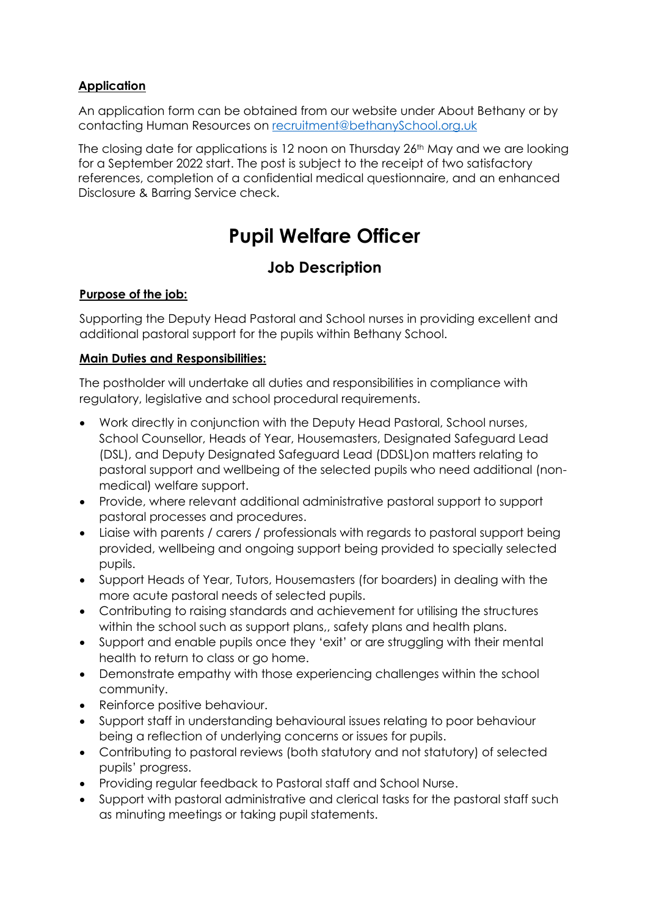**Application**

An application form can be obtained from our website under About Bethany or by contacting Human Resources on recruitment@bethanySchool.org.uk

The closing date for applications is 12 noon on Thursday 26th May and we are looking for a September 2022 start. The post is subject to the receipt of two satisfactory references, completion of a confidential medical questionnaire, and an enhanced Disclosure & Barring Service check.

# Pupil Welfare Officer

## Job Description

**Purpose of the job:**

Supporting the Deputy Head Pastoral and School nurses in providing excellent and additional pastoral support for the pupils within Bethany School.

**Main Duties and Responsibilities:**

The postholder will undertake all duties and responsibilities in compliance with regulatory, legislative and school procedural requirements.

- Work directly in conjunction with the Deputy Head Pastoral, School nurses, School Counsellor, Heads of Year, Housemasters, Designated Safeguard Lead (DSL), and Deputy Designated Safeguard Lead (DDSL)on matters relating to pastoral support and wellbeing of the selected pupils who need additional (non-medical) welfare support.
- Provide, where relevant additional administrative pastoral support to support pastoral processes and procedures.
- Liaise with parents / carers / professionals with regards to pastoral support being provided, wellbeing and ongoing support being provided to specially selected pupils.
- Support Heads of Year, Tutors, Housemasters (for boarders) in dealing with the more acute pastoral needs of selected pupils.
- Contributing to raising standards and achievement for utilising the structures within the school such as support plans,, safety plans and health plans.
- Support and enable pupils once they 'exit' or are struggling with their mental health to return to class or go home.
- Demonstrate empathy with those experiencing challenges within the school community.
- Reinforce positive behaviour.
- Support staff in understanding behavioural issues relating to poor behaviour being a reflection of underlying concerns or issues for pupils.
- Contributing to pastoral reviews (both statutory and not statutory) of selected pupils' progress.
- Providing regular feedback to Pastoral staff and School Nurse.
- Support with pastoral administrative and clerical tasks for the pastoral staff such as minuting meetings or taking pupil statements.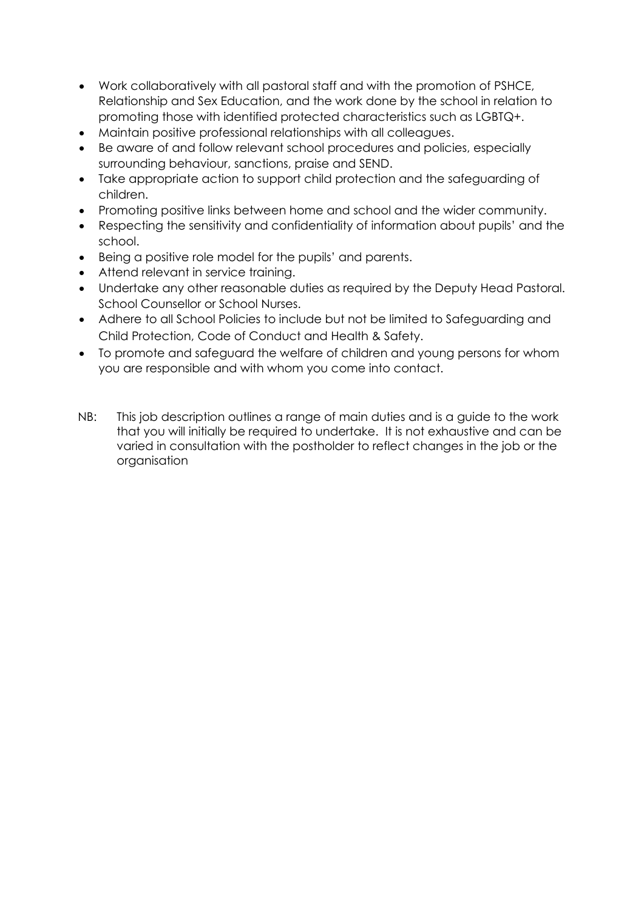- Work collaboratively with all pastoral staff and with the promotion of PSHCE, Relationship and Sex Education, and the work done by the school in relation to promoting those with identified protected characteristics such as LGBTQ+.
- Maintain positive professional relationships with all colleagues.
- Be aware of and follow relevant school procedures and policies, especially surrounding behaviour, sanctions, praise and SEND.
- Take appropriate action to support child protection and the safeguarding of children.
- Promoting positive links between home and school and the wider community.
- Respecting the sensitivity and confidentiality of information about pupils' and the school.
- Being a positive role model for the pupils' and parents.
- Attend relevant in service training.
- Undertake any other reasonable duties as required by the Deputy Head Pastoral. School Counsellor or School Nurses.
- Adhere to all School Policies to include but not be limited to Safeguarding and Child Protection, Code of Conduct and Health & Safety.
- To promote and safeguard the welfare of children and young persons for whom you are responsible and with whom you come into contact.

NB: This job description outlines a range of main duties and is a guide to the work that you will initially be required to undertake. It is not exhaustive and can be varied in consultation with the postholder to reflect changes in the job or the organisation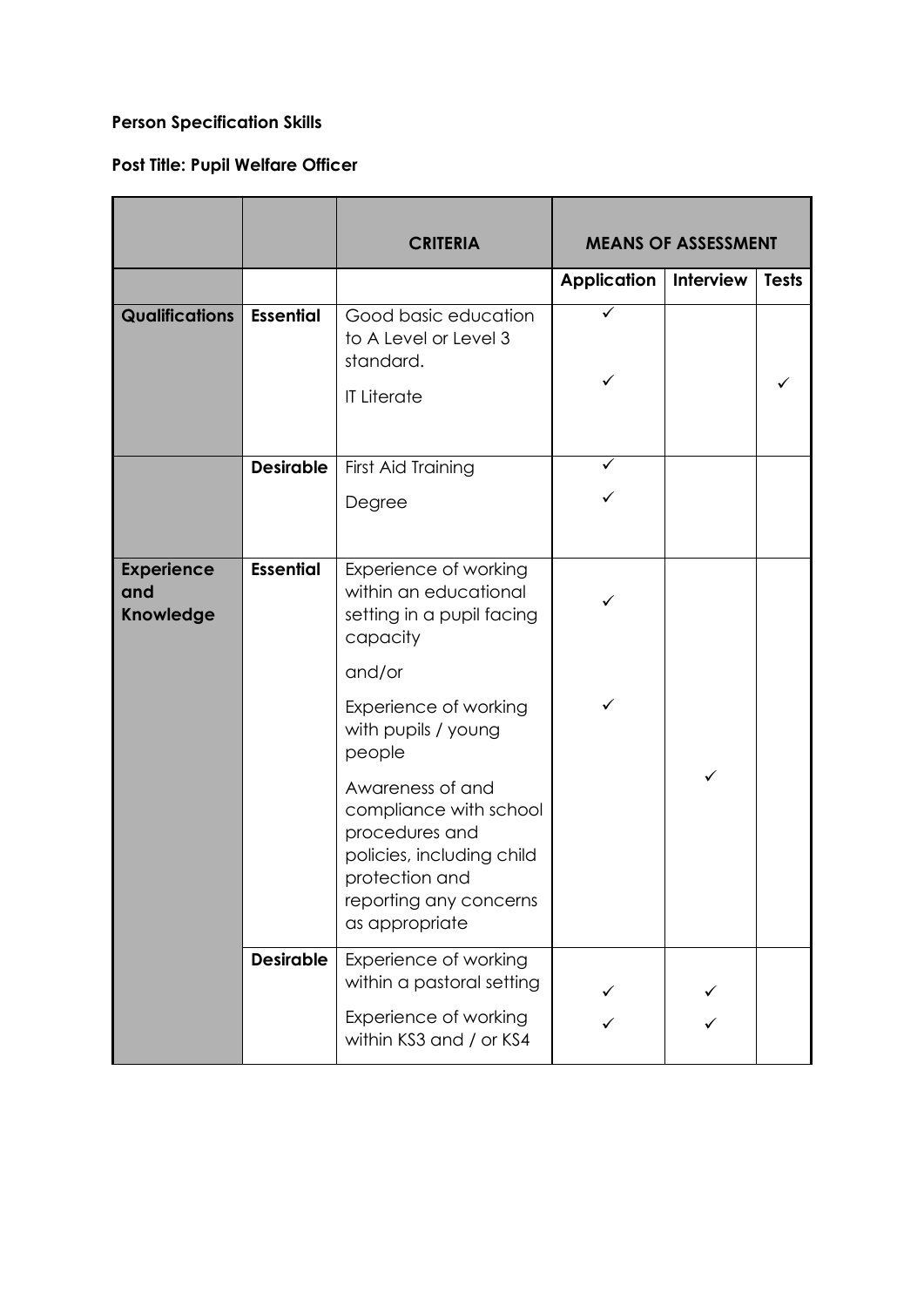**Person Specification Skills**

**Post Title: Pupil Welfare Officer**

| | | CRITERIA | MEANS OF ASSESSMENT | | |
|---|---|---|---|---|---|
| | | | **Application** | **Interview** | **Tests** |
| **Qualifications** | **Essential** | Good basic education to A Level or Level 3 standard. | ✓ | | |
| | | IT Literate | ✓ | | ✓ |
| | **Desirable** | First Aid Training | ✓ | | |
| | | Degree | ✓ | | |
| **Experience and Knowledge** | **Essential** | Experience of working within an educational setting in a pupil facing capacity | ✓ | | |
| | | and/or | | | |
| | | Experience of working with pupils / young people | ✓ | | |
| | | Awareness of and compliance with school procedures and policies, including child protection and reporting any concerns as appropriate | | ✓ | |
| | **Desirable** | Experience of working within a pastoral setting | ✓ | ✓ | |
| | | Experience of working within KS3 and / or KS4 | ✓ | ✓ | |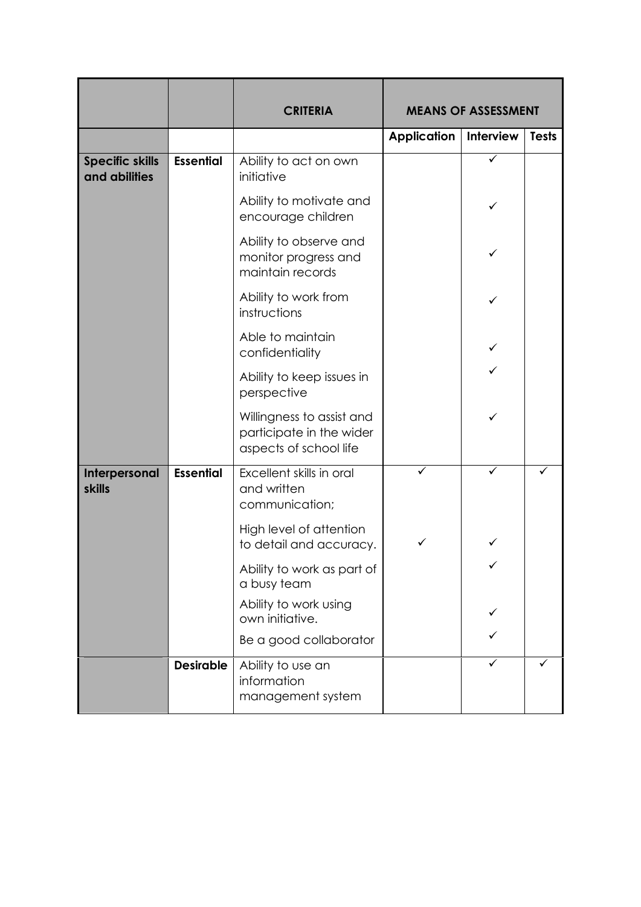| | | CRITERIA | MEANS OF ASSESSMENT | | |
|---|---|---|---|---|---|
| | | | **Application** | **Interview** | **Tests** |
| **Specific skills and abilities** | **Essential** | Ability to act on own initiative | | ✓ | |
| | | Ability to motivate and encourage children | | ✓ | |
| | | Ability to observe and monitor progress and maintain records | | ✓ | |
| | | Ability to work from instructions | | ✓ | |
| | | Able to maintain confidentiality | | ✓ | |
| | | Ability to keep issues in perspective | | ✓ | |
| | | Willingness to assist and participate in the wider aspects of school life | | ✓ | |
| **Interpersonal skills** | **Essential** | Excellent skills in oral and written communication; | ✓ | ✓ | ✓ |
| | | High level of attention to detail and accuracy. | ✓ | ✓ | |
| | | Ability to work as part of a busy team | | ✓ | |
| | | Ability to work using own initiative. | | ✓ | |
| | | Be a good collaborator | | ✓ | |
| | **Desirable** | Ability to use an information management system | | ✓ | ✓ |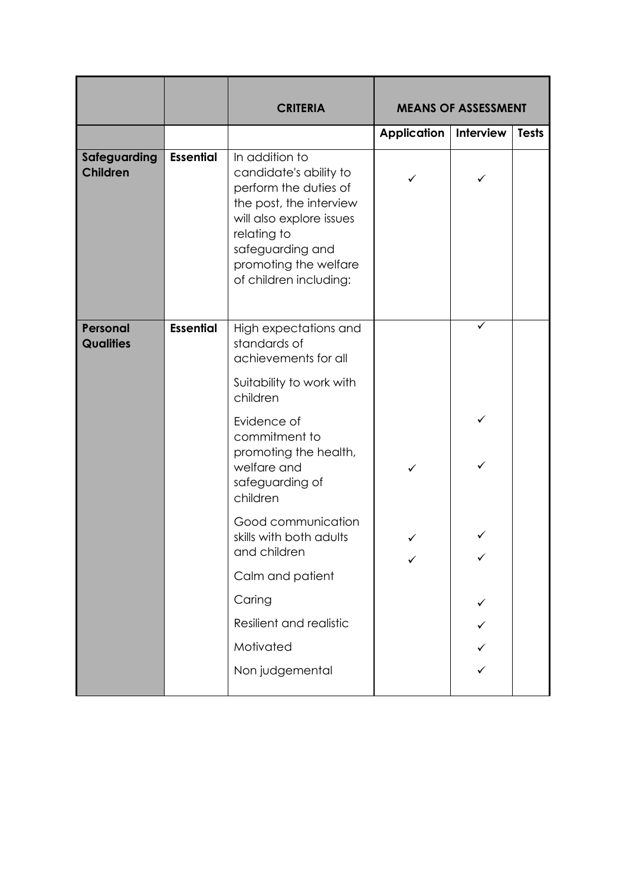| | | CRITERIA | MEANS OF ASSESSMENT | | |
|---|---|---|---|---|---|
| | | | **Application** | **Interview** | **Tests** |
| **Safeguarding Children** | **Essential** | In addition to candidate's ability to perform the duties of the post, the interview will also explore issues relating to safeguarding and promoting the welfare of children including: | ✓ | ✓ | |
| **Personal Qualities** | **Essential** | High expectations and standards of achievements for all | | ✓ | |
| | | Suitability to work with children | | ✓ | |
| | | Evidence of commitment to promoting the health, welfare and safeguarding of children | ✓ | ✓ | |
| | | Good communication skills with both adults and children | ✓ | ✓ | |
| | | Calm and patient | ✓ | ✓ | |
| | | Caring | | ✓ | |
| | | Resilient and realistic | | ✓ | |
| | | Motivated | | ✓ | |
| | | Non judgemental | | ✓ | |